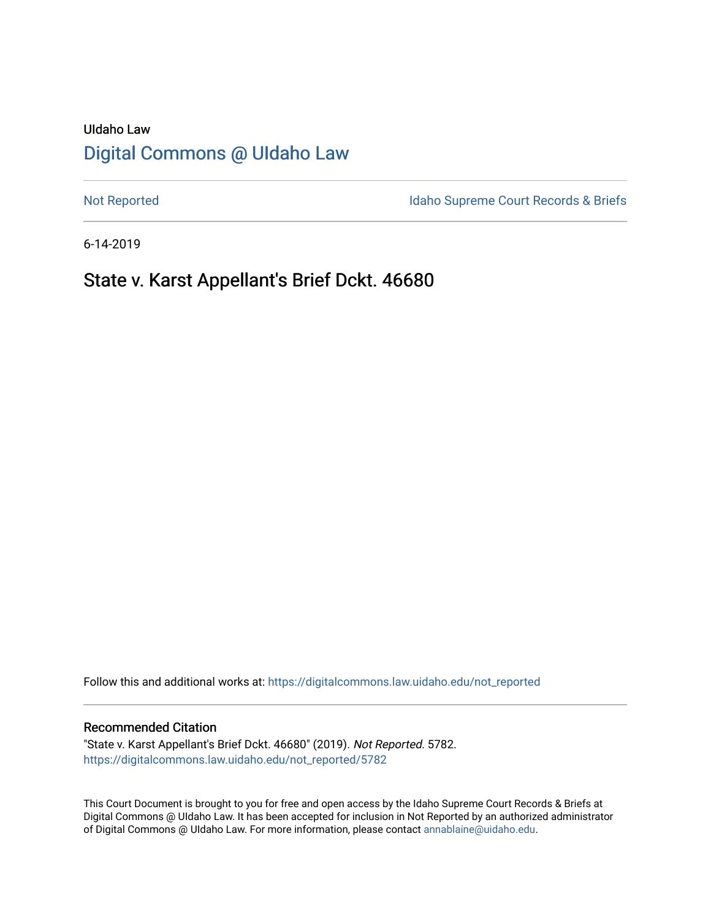UIdaho Law

[Digital Commons @ UIdaho Law](https://digitalcommons.law.uidaho.edu/)

[Not Reported](https://digitalcommons.law.uidaho.edu/not_reported) | [Idaho Supreme Court Records & Briefs](https://digitalcommons.law.uidaho.edu/idaho_supreme_court_records_briefs)

6-14-2019

# State v. Karst Appellant's Brief Dckt. 46680

Follow this and additional works at: [https://digitalcommons.law.uidaho.edu/not_reported](https://digitalcommons.law.uidaho.edu/not_reported)

## Recommended Citation

"State v. Karst Appellant's Brief Dckt. 46680" (2019). *Not Reported*. 5782.
[https://digitalcommons.law.uidaho.edu/not_reported/5782](https://digitalcommons.law.uidaho.edu/not_reported/5782)

This Court Document is brought to you for free and open access by the Idaho Supreme Court Records & Briefs at Digital Commons @ UIdaho Law. It has been accepted for inclusion in Not Reported by an authorized administrator of Digital Commons @ UIdaho Law. For more information, please contact annablaine@uidaho.edu.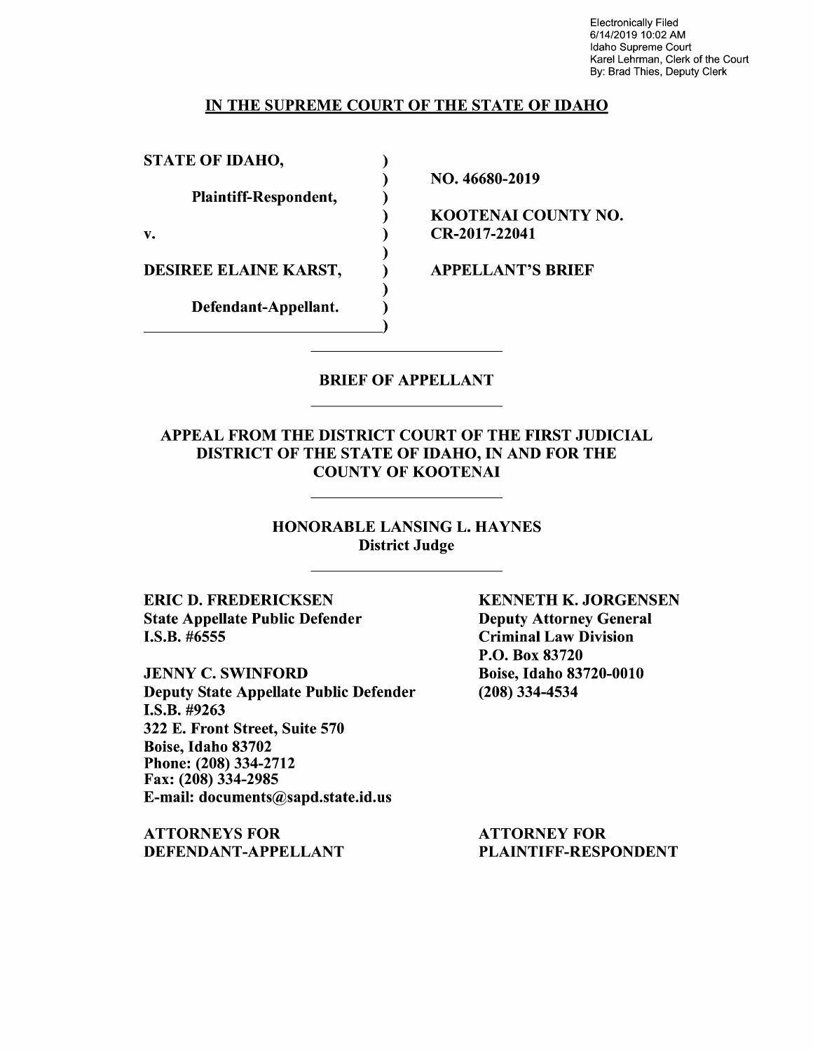Electronically Filed
6/14/2019 10:02 AM
Idaho Supreme Court
Karel Lehrman, Clerk of the Court
By: Brad Thies, Deputy Clerk

**IN THE SUPREME COURT OF THE STATE OF IDAHO**

| | |
|---|---|
| **STATE OF IDAHO,** | |
| **Plaintiff-Respondent,** | **NO. 46680-2019** |
| **v.** | **KOOTENAI COUNTY NO. CR-2017-22041** |
| **DESIREE ELAINE KARST,** | **APPELLANT'S BRIEF** |
| **Defendant-Appellant.** | |

## BRIEF OF APPELLANT

### APPEAL FROM THE DISTRICT COURT OF THE FIRST JUDICIAL DISTRICT OF THE STATE OF IDAHO, IN AND FOR THE COUNTY OF KOOTENAI

**HONORABLE LANSING L. HAYNES**
**District Judge**

**ERIC D. FREDERICKSEN**
**State Appellate Public Defender**
**I.S.B. #6555**

**JENNY C. SWINFORD**
**Deputy State Appellate Public Defender**
**I.S.B. #9263**
**322 E. Front Street, Suite 570**
**Boise, Idaho 83702**
**Phone: (208) 334-2712**
**Fax: (208) 334-2985**
**E-mail: documents@sapd.state.id.us**

**ATTORNEYS FOR DEFENDANT-APPELLANT**

**KENNETH K. JORGENSEN**
**Deputy Attorney General**
**Criminal Law Division**
**P.O. Box 83720**
**Boise, Idaho 83720-0010**
**(208) 334-4534**

**ATTORNEY FOR PLAINTIFF-RESPONDENT**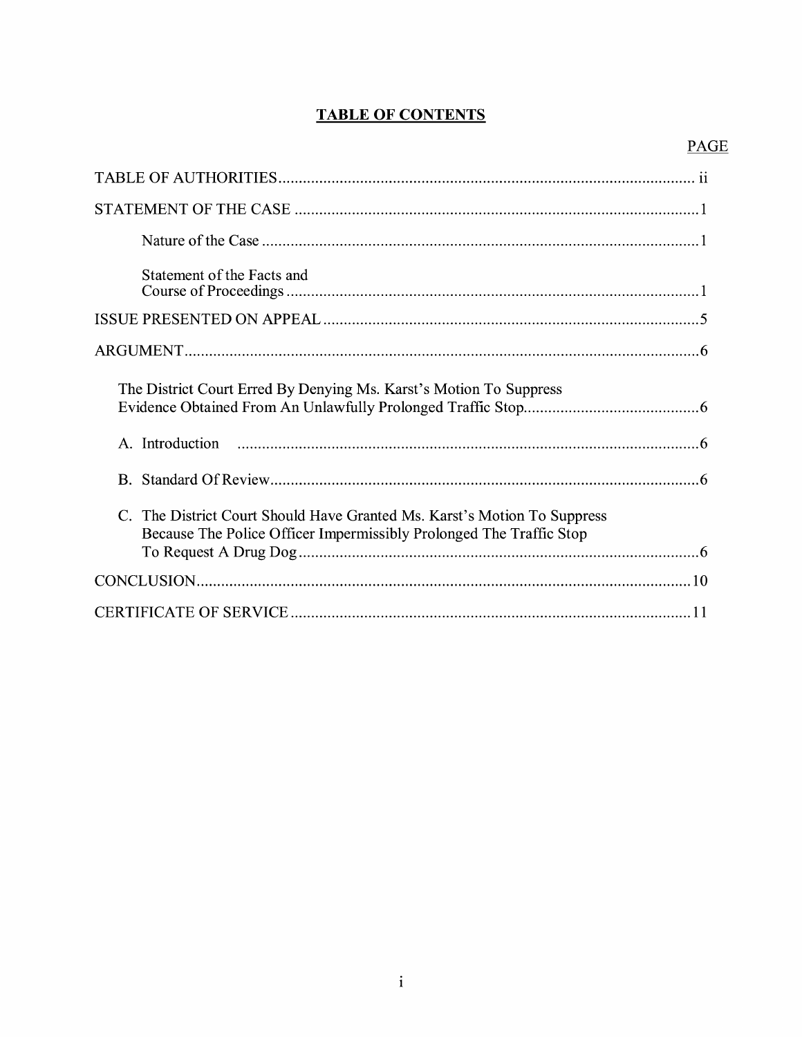# TABLE OF CONTENTS

| | PAGE |
|---|---|
| TABLE OF AUTHORITIES | ii |
| STATEMENT OF THE CASE | 1 |
| Nature of the Case | 1 |
| Statement of the Facts and Course of Proceedings | 1 |
| ISSUE PRESENTED ON APPEAL | 5 |
| ARGUMENT | 6 |
| The District Court Erred By Denying Ms. Karst's Motion To Suppress Evidence Obtained From An Unlawfully Prolonged Traffic Stop | 6 |
| A. Introduction | 6 |
| B. Standard Of Review | 6 |
| C. The District Court Should Have Granted Ms. Karst's Motion To Suppress Because The Police Officer Impermissibly Prolonged The Traffic Stop To Request A Drug Dog | 6 |
| CONCLUSION | 10 |
| CERTIFICATE OF SERVICE | 11 |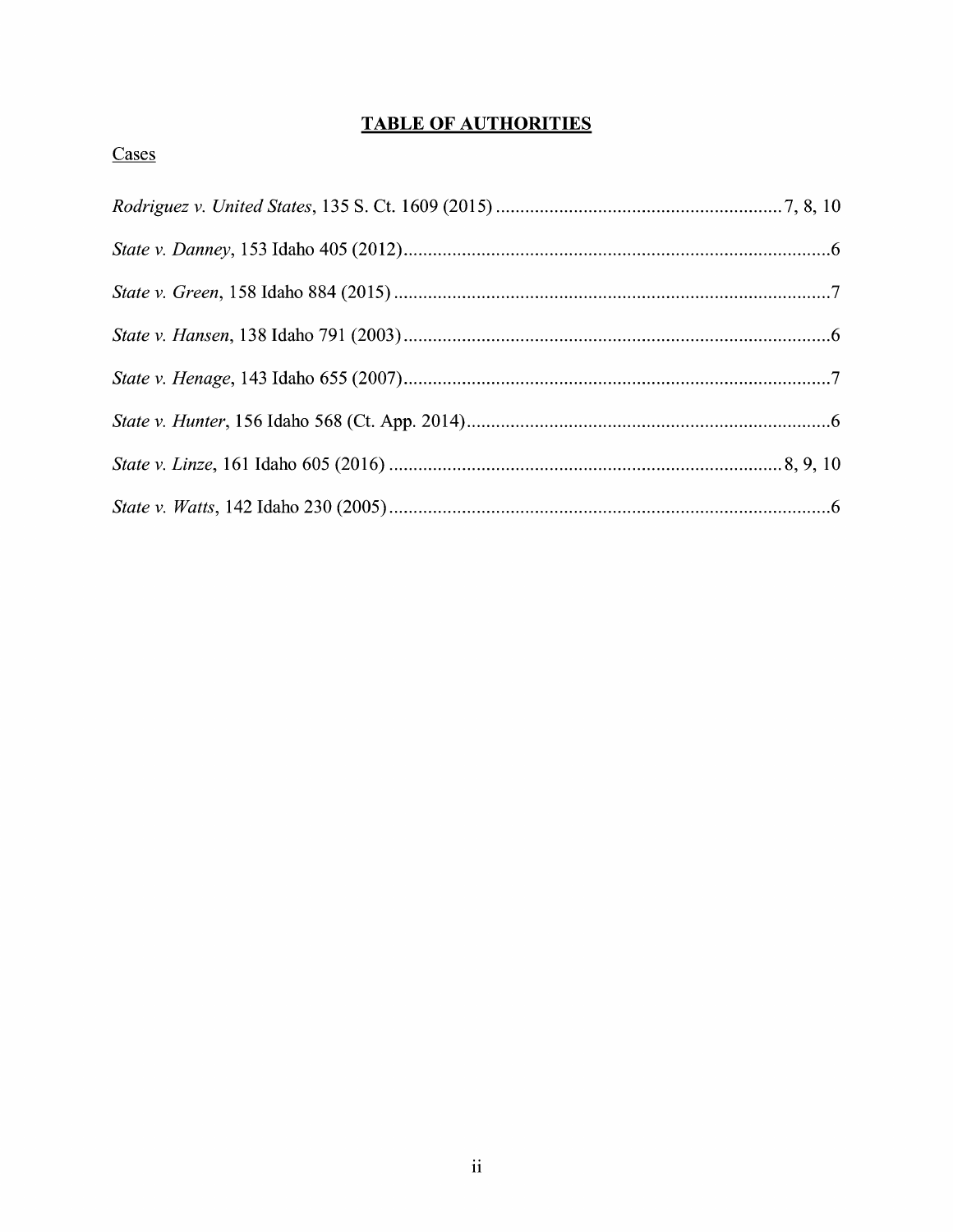# TABLE OF AUTHORITIES

## Cases

*Rodriguez v. United States*, 135 S. Ct. 1609 (2015) .......................................................... 7, 8, 10

*State v. Danney*, 153 Idaho 405 (2012) ........................................................................................ 6

*State v. Green*, 158 Idaho 884 (2015) .......................................................................................... 7

*State v. Hansen*, 138 Idaho 791 (2003) ........................................................................................ 6

*State v. Henage*, 143 Idaho 655 (2007) ........................................................................................ 7

*State v. Hunter*, 156 Idaho 568 (Ct. App. 2014) ........................................................................... 6

*State v. Linze*, 161 Idaho 605 (2016) ................................................................................ 8, 9, 10

*State v. Watts*, 142 Idaho 230 (2005) ........................................................................................... 6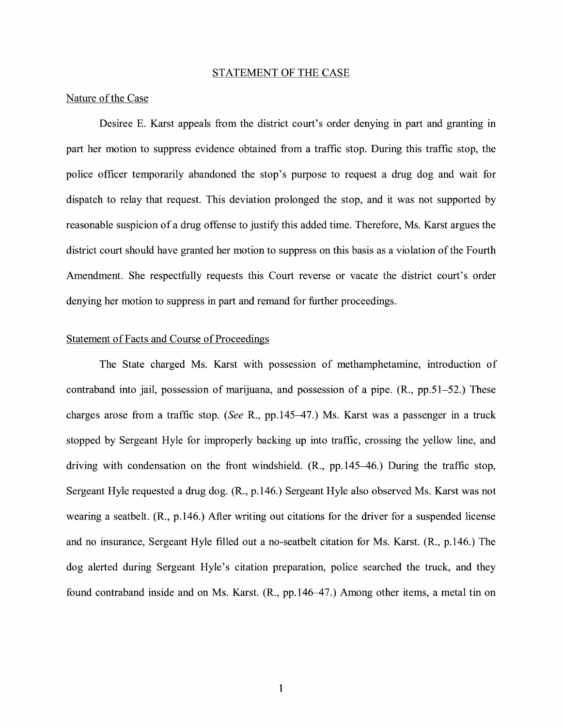## STATEMENT OF THE CASE

### Nature of the Case

Desiree E. Karst appeals from the district court's order denying in part and granting in part her motion to suppress evidence obtained from a traffic stop. During this traffic stop, the police officer temporarily abandoned the stop's purpose to request a drug dog and wait for dispatch to relay that request. This deviation prolonged the stop, and it was not supported by reasonable suspicion of a drug offense to justify this added time. Therefore, Ms. Karst argues the district court should have granted her motion to suppress on this basis as a violation of the Fourth Amendment. She respectfully requests this Court reverse or vacate the district court's order denying her motion to suppress in part and remand for further proceedings.

### Statement of Facts and Course of Proceedings

The State charged Ms. Karst with possession of methamphetamine, introduction of contraband into jail, possession of marijuana, and possession of a pipe. (R., pp.51–52.) These charges arose from a traffic stop. (*See* R., pp.145–47.) Ms. Karst was a passenger in a truck stopped by Sergeant Hyle for improperly backing up into traffic, crossing the yellow line, and driving with condensation on the front windshield. (R., pp.145–46.) During the traffic stop, Sergeant Hyle requested a drug dog. (R., p.146.) Sergeant Hyle also observed Ms. Karst was not wearing a seatbelt. (R., p.146.) After writing out citations for the driver for a suspended license and no insurance, Sergeant Hyle filled out a no-seatbelt citation for Ms. Karst. (R., p.146.) The dog alerted during Sergeant Hyle's citation preparation, police searched the truck, and they found contraband inside and on Ms. Karst. (R., pp.146–47.) Among other items, a metal tin on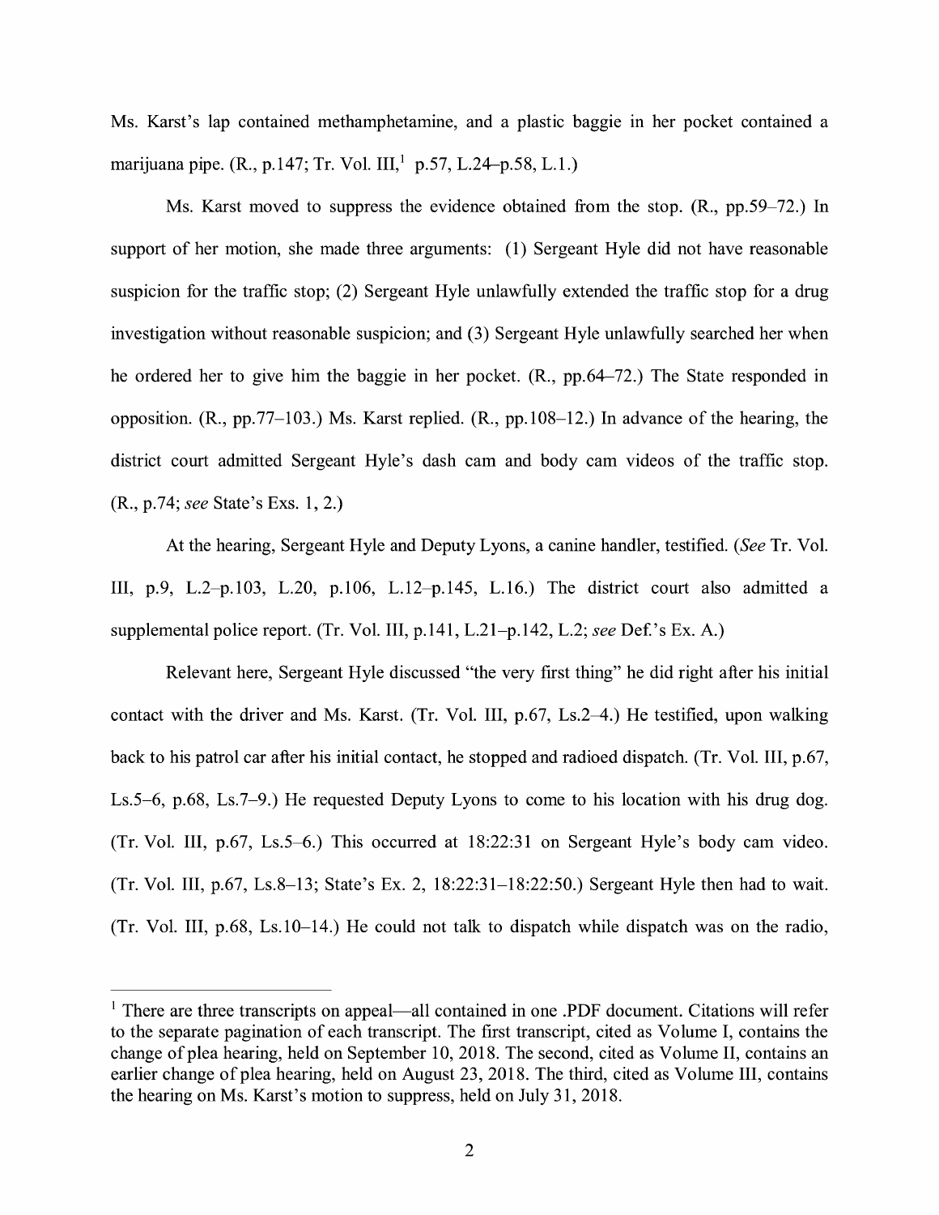Ms. Karst's lap contained methamphetamine, and a plastic baggie in her pocket contained a marijuana pipe. (R., p.147; Tr. Vol. III,[1] p.57, L.24–p.58, L.1.)

Ms. Karst moved to suppress the evidence obtained from the stop. (R., pp.59–72.) In support of her motion, she made three arguments: (1) Sergeant Hyle did not have reasonable suspicion for the traffic stop; (2) Sergeant Hyle unlawfully extended the traffic stop for a drug investigation without reasonable suspicion; and (3) Sergeant Hyle unlawfully searched her when he ordered her to give him the baggie in her pocket. (R., pp.64–72.) The State responded in opposition. (R., pp.77–103.) Ms. Karst replied. (R., pp.108–12.) In advance of the hearing, the district court admitted Sergeant Hyle's dash cam and body cam videos of the traffic stop. (R., p.74; *see* State's Exs. 1, 2.)

At the hearing, Sergeant Hyle and Deputy Lyons, a canine handler, testified. (*See* Tr. Vol. III, p.9, L.2–p.103, L.20, p.106, L.12–p.145, L.16.) The district court also admitted a supplemental police report. (Tr. Vol. III, p.141, L.21–p.142, L.2; *see* Def.'s Ex. A.)

Relevant here, Sergeant Hyle discussed "the very first thing" he did right after his initial contact with the driver and Ms. Karst. (Tr. Vol. III, p.67, Ls.2–4.) He testified, upon walking back to his patrol car after his initial contact, he stopped and radioed dispatch. (Tr. Vol. III, p.67, Ls.5–6, p.68, Ls.7–9.) He requested Deputy Lyons to come to his location with his drug dog. (Tr. Vol. III, p.67, Ls.5–6.) This occurred at 18:22:31 on Sergeant Hyle's body cam video. (Tr. Vol. III, p.67, Ls.8–13; State's Ex. 2, 18:22:31–18:22:50.) Sergeant Hyle then had to wait. (Tr. Vol. III, p.68, Ls.10–14.) He could not talk to dispatch while dispatch was on the radio,

[1] There are three transcripts on appeal—all contained in one .PDF document. Citations will refer to the separate pagination of each transcript. The first transcript, cited as Volume I, contains the change of plea hearing, held on September 10, 2018. The second, cited as Volume II, contains an earlier change of plea hearing, held on August 23, 2018. The third, cited as Volume III, contains the hearing on Ms. Karst's motion to suppress, held on July 31, 2018.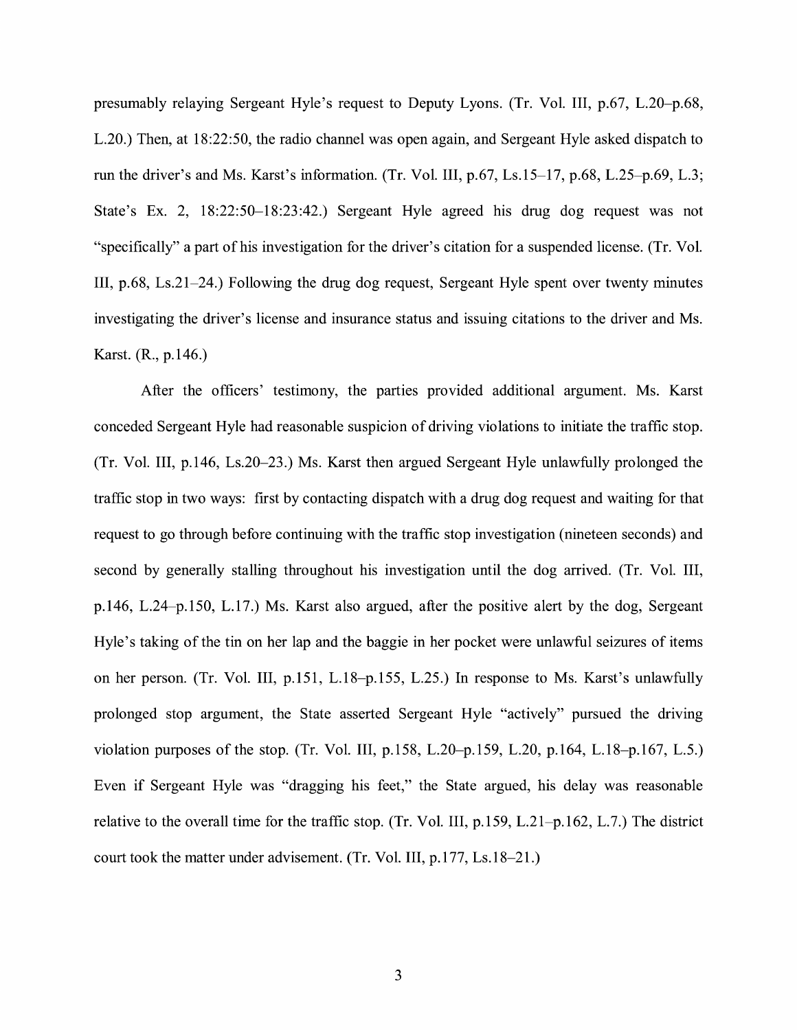presumably relaying Sergeant Hyle's request to Deputy Lyons. (Tr. Vol. III, p.67, L.20–p.68, L.20.) Then, at 18:22:50, the radio channel was open again, and Sergeant Hyle asked dispatch to run the driver's and Ms. Karst's information. (Tr. Vol. III, p.67, Ls.15–17, p.68, L.25–p.69, L.3; State's Ex. 2, 18:22:50–18:23:42.) Sergeant Hyle agreed his drug dog request was not "specifically" a part of his investigation for the driver's citation for a suspended license. (Tr. Vol. III, p.68, Ls.21–24.) Following the drug dog request, Sergeant Hyle spent over twenty minutes investigating the driver's license and insurance status and issuing citations to the driver and Ms. Karst. (R., p.146.)

After the officers' testimony, the parties provided additional argument. Ms. Karst conceded Sergeant Hyle had reasonable suspicion of driving violations to initiate the traffic stop. (Tr. Vol. III, p.146, Ls.20–23.) Ms. Karst then argued Sergeant Hyle unlawfully prolonged the traffic stop in two ways: first by contacting dispatch with a drug dog request and waiting for that request to go through before continuing with the traffic stop investigation (nineteen seconds) and second by generally stalling throughout his investigation until the dog arrived. (Tr. Vol. III, p.146, L.24–p.150, L.17.) Ms. Karst also argued, after the positive alert by the dog, Sergeant Hyle's taking of the tin on her lap and the baggie in her pocket were unlawful seizures of items on her person. (Tr. Vol. III, p.151, L.18–p.155, L.25.) In response to Ms. Karst's unlawfully prolonged stop argument, the State asserted Sergeant Hyle "actively" pursued the driving violation purposes of the stop. (Tr. Vol. III, p.158, L.20–p.159, L.20, p.164, L.18–p.167, L.5.) Even if Sergeant Hyle was "dragging his feet," the State argued, his delay was reasonable relative to the overall time for the traffic stop. (Tr. Vol. III, p.159, L.21–p.162, L.7.) The district court took the matter under advisement. (Tr. Vol. III, p.177, Ls.18–21.)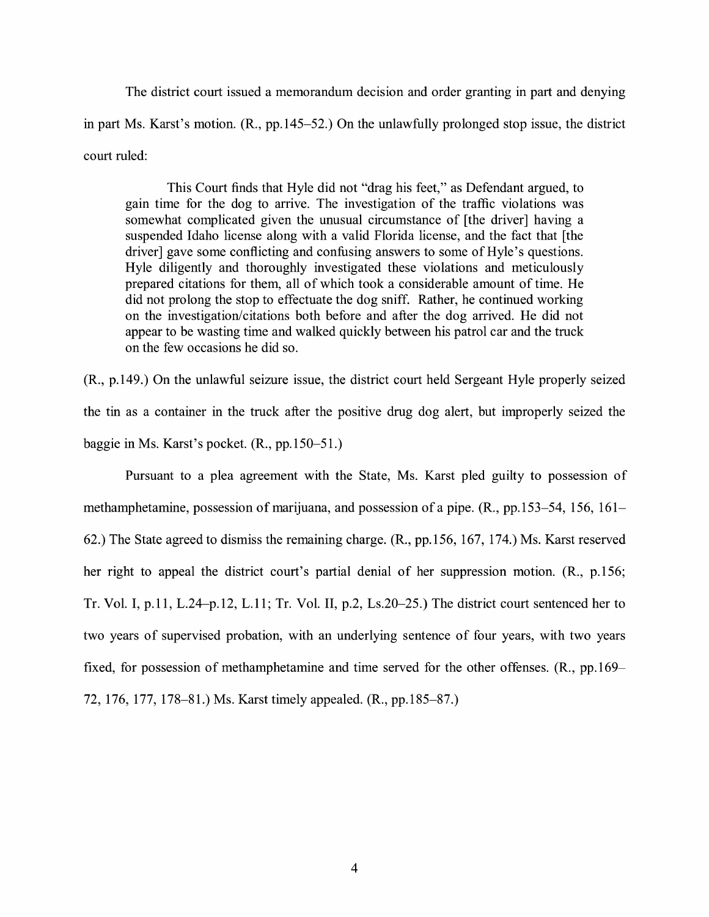The district court issued a memorandum decision and order granting in part and denying in part Ms. Karst's motion. (R., pp.145–52.) On the unlawfully prolonged stop issue, the district court ruled:

> This Court finds that Hyle did not "drag his feet," as Defendant argued, to gain time for the dog to arrive. The investigation of the traffic violations was somewhat complicated given the unusual circumstance of [the driver] having a suspended Idaho license along with a valid Florida license, and the fact that [the driver] gave some conflicting and confusing answers to some of Hyle's questions. Hyle diligently and thoroughly investigated these violations and meticulously prepared citations for them, all of which took a considerable amount of time. He did not prolong the stop to effectuate the dog sniff. Rather, he continued working on the investigation/citations both before and after the dog arrived. He did not appear to be wasting time and walked quickly between his patrol car and the truck on the few occasions he did so.

(R., p.149.) On the unlawful seizure issue, the district court held Sergeant Hyle properly seized the tin as a container in the truck after the positive drug dog alert, but improperly seized the baggie in Ms. Karst's pocket. (R., pp.150–51.)

Pursuant to a plea agreement with the State, Ms. Karst pled guilty to possession of methamphetamine, possession of marijuana, and possession of a pipe. (R., pp.153–54, 156, 161–62.) The State agreed to dismiss the remaining charge. (R., pp.156, 167, 174.) Ms. Karst reserved her right to appeal the district court's partial denial of her suppression motion. (R., p.156; Tr. Vol. I, p.11, L.24–p.12, L.11; Tr. Vol. II, p.2, Ls.20–25.) The district court sentenced her to two years of supervised probation, with an underlying sentence of four years, with two years fixed, for possession of methamphetamine and time served for the other offenses. (R., pp.169–72, 176, 177, 178–81.) Ms. Karst timely appealed. (R., pp.185–87.)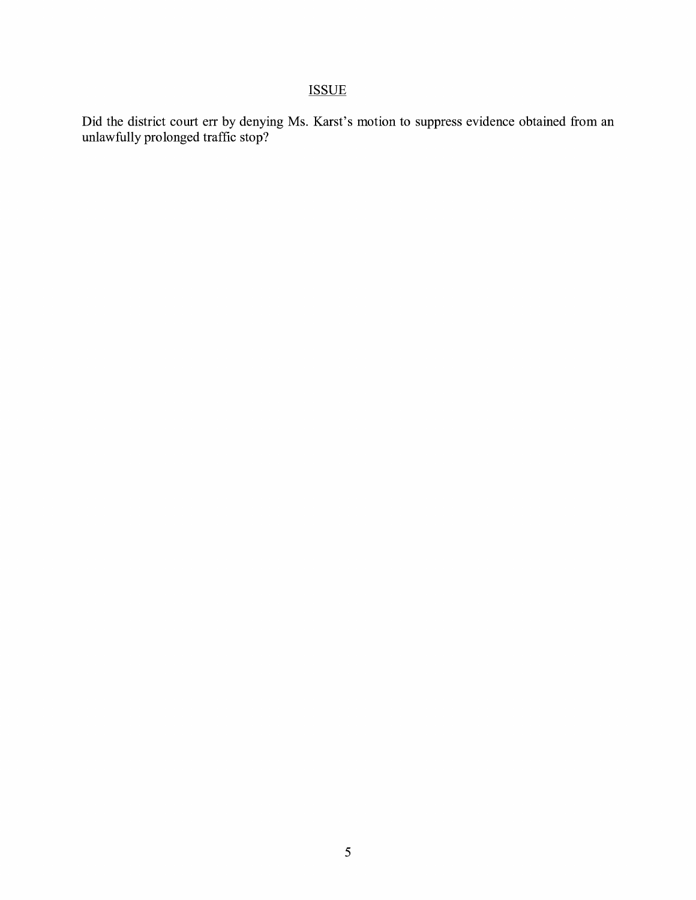## ISSUE

Did the district court err by denying Ms. Karst's motion to suppress evidence obtained from an unlawfully prolonged traffic stop?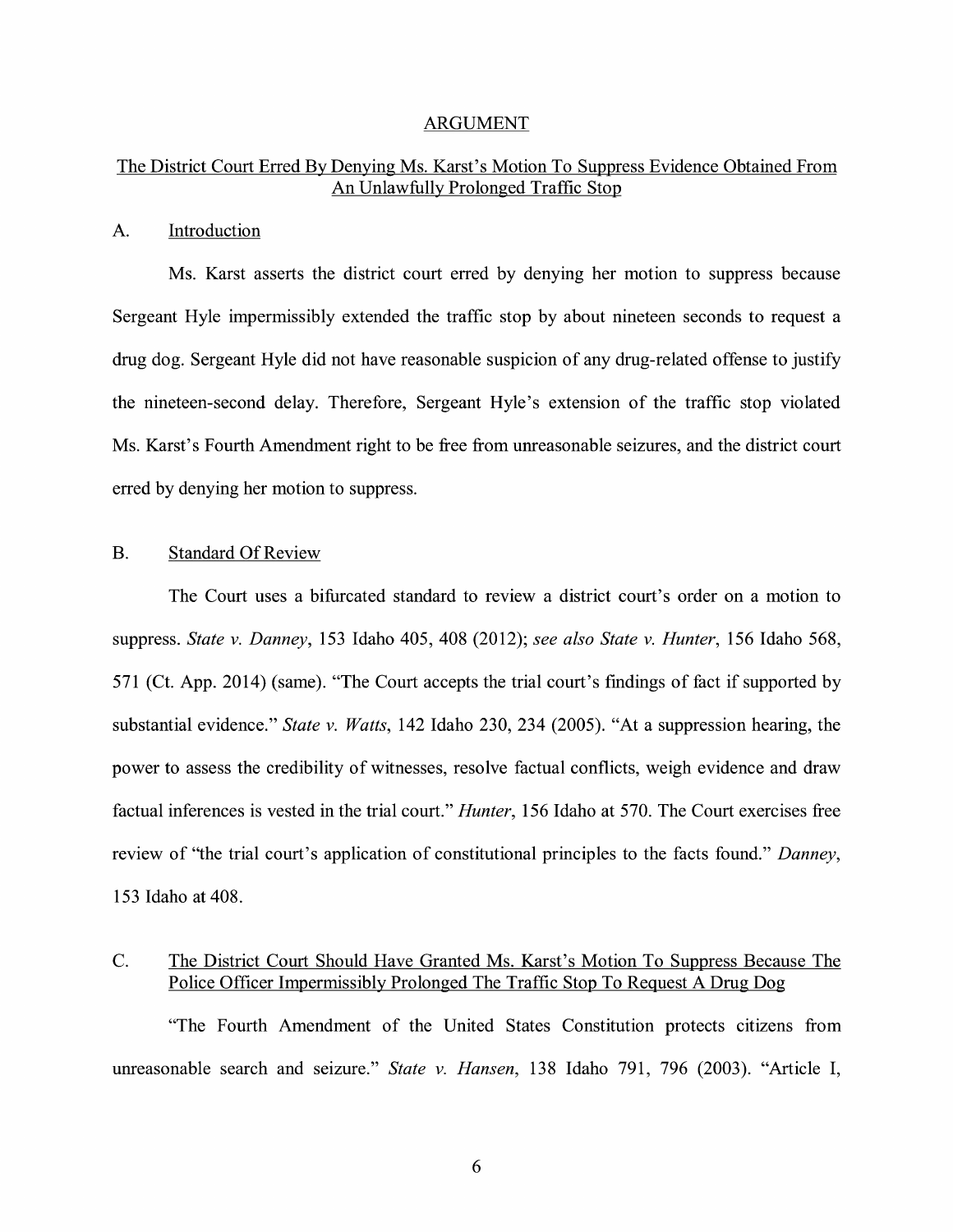# ARGUMENT

## The District Court Erred By Denying Ms. Karst's Motion To Suppress Evidence Obtained From An Unlawfully Prolonged Traffic Stop

### A. Introduction

Ms. Karst asserts the district court erred by denying her motion to suppress because Sergeant Hyle impermissibly extended the traffic stop by about nineteen seconds to request a drug dog. Sergeant Hyle did not have reasonable suspicion of any drug-related offense to justify the nineteen-second delay. Therefore, Sergeant Hyle's extension of the traffic stop violated Ms. Karst's Fourth Amendment right to be free from unreasonable seizures, and the district court erred by denying her motion to suppress.

### B. Standard Of Review

The Court uses a bifurcated standard to review a district court's order on a motion to suppress. *State v. Danney*, 153 Idaho 405, 408 (2012); *see also State v. Hunter*, 156 Idaho 568, 571 (Ct. App. 2014) (same). "The Court accepts the trial court's findings of fact if supported by substantial evidence." *State v. Watts*, 142 Idaho 230, 234 (2005). "At a suppression hearing, the power to assess the credibility of witnesses, resolve factual conflicts, weigh evidence and draw factual inferences is vested in the trial court." *Hunter*, 156 Idaho at 570. The Court exercises free review of "the trial court's application of constitutional principles to the facts found." *Danney*, 153 Idaho at 408.

### C. The District Court Should Have Granted Ms. Karst's Motion To Suppress Because The Police Officer Impermissibly Prolonged The Traffic Stop To Request A Drug Dog

"The Fourth Amendment of the United States Constitution protects citizens from unreasonable search and seizure." *State v. Hansen*, 138 Idaho 791, 796 (2003). "Article I,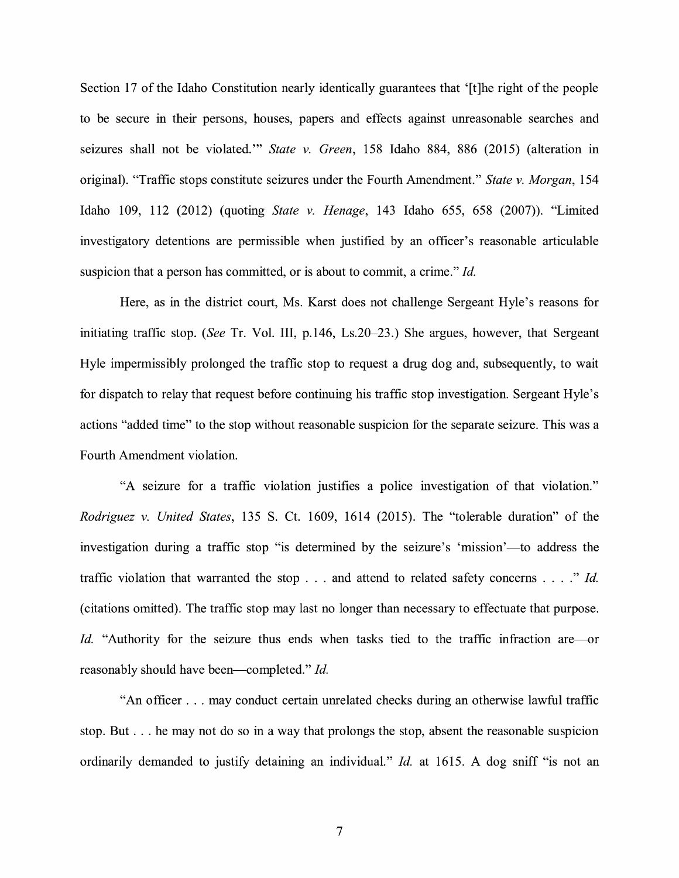Section 17 of the Idaho Constitution nearly identically guarantees that '[t]he right of the people to be secure in their persons, houses, papers and effects against unreasonable searches and seizures shall not be violated.'" *State v. Green*, 158 Idaho 884, 886 (2015) (alteration in original). "Traffic stops constitute seizures under the Fourth Amendment." *State v. Morgan*, 154 Idaho 109, 112 (2012) (quoting *State v. Henage*, 143 Idaho 655, 658 (2007)). "Limited investigatory detentions are permissible when justified by an officer's reasonable articulable suspicion that a person has committed, or is about to commit, a crime." *Id.*

Here, as in the district court, Ms. Karst does not challenge Sergeant Hyle's reasons for initiating traffic stop. (*See* Tr. Vol. III, p.146, Ls.20–23.) She argues, however, that Sergeant Hyle impermissibly prolonged the traffic stop to request a drug dog and, subsequently, to wait for dispatch to relay that request before continuing his traffic stop investigation. Sergeant Hyle's actions "added time" to the stop without reasonable suspicion for the separate seizure. This was a Fourth Amendment violation.

"A seizure for a traffic violation justifies a police investigation of that violation." *Rodriguez v. United States*, 135 S. Ct. 1609, 1614 (2015). The "tolerable duration" of the investigation during a traffic stop "is determined by the seizure's 'mission'—to address the traffic violation that warranted the stop . . . and attend to related safety concerns . . . ." *Id.* (citations omitted). The traffic stop may last no longer than necessary to effectuate that purpose. *Id.* "Authority for the seizure thus ends when tasks tied to the traffic infraction are—or reasonably should have been—completed." *Id.*

"An officer . . . may conduct certain unrelated checks during an otherwise lawful traffic stop. But . . . he may not do so in a way that prolongs the stop, absent the reasonable suspicion ordinarily demanded to justify detaining an individual." *Id.* at 1615. A dog sniff "is not an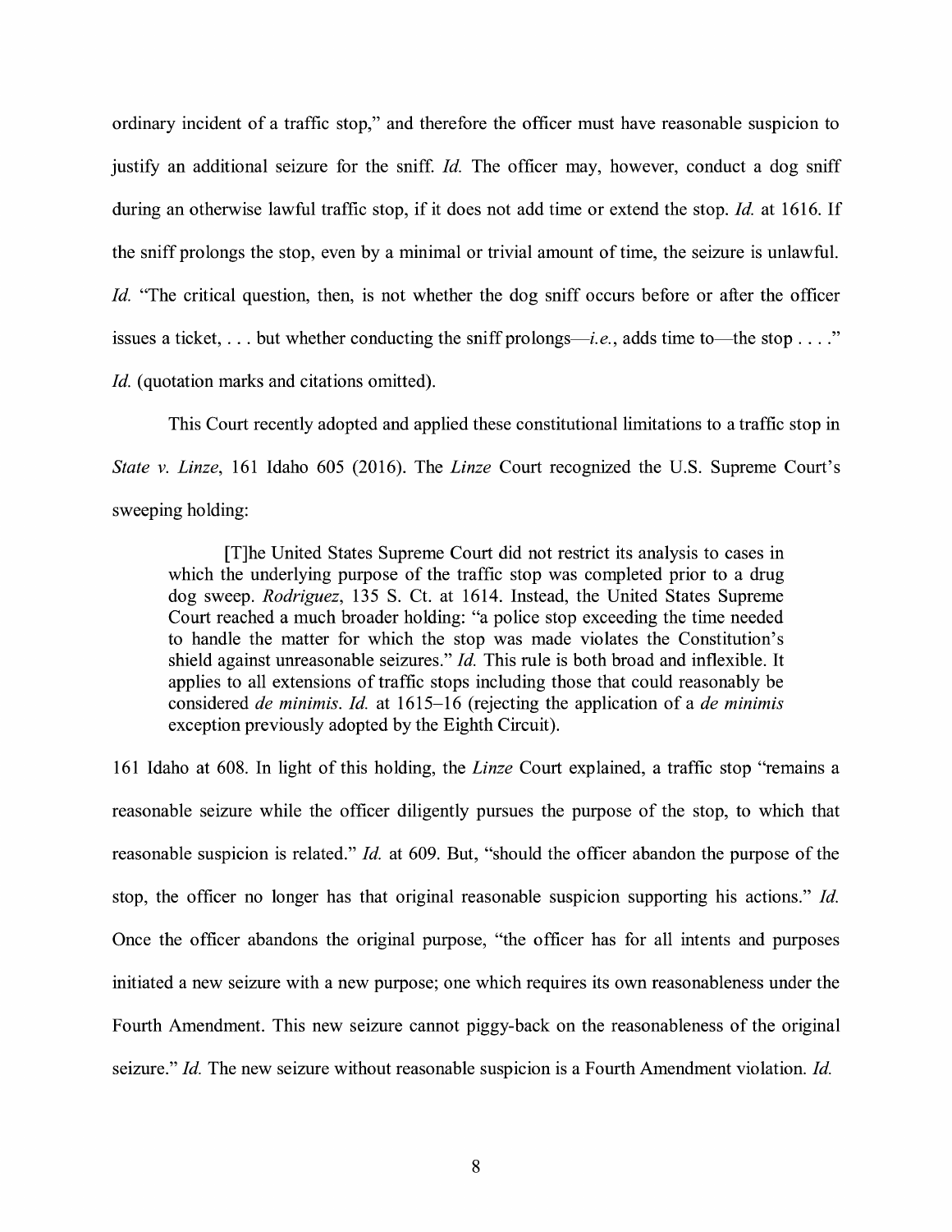ordinary incident of a traffic stop," and therefore the officer must have reasonable suspicion to justify an additional seizure for the sniff. *Id.* The officer may, however, conduct a dog sniff during an otherwise lawful traffic stop, if it does not add time or extend the stop. *Id.* at 1616. If the sniff prolongs the stop, even by a minimal or trivial amount of time, the seizure is unlawful. *Id.* "The critical question, then, is not whether the dog sniff occurs before or after the officer issues a ticket, . . . but whether conducting the sniff prolongs—*i.e.*, adds time to—the stop . . . ." *Id.* (quotation marks and citations omitted).

This Court recently adopted and applied these constitutional limitations to a traffic stop in *State v. Linze*, 161 Idaho 605 (2016). The *Linze* Court recognized the U.S. Supreme Court's sweeping holding:

> [T]he United States Supreme Court did not restrict its analysis to cases in which the underlying purpose of the traffic stop was completed prior to a drug dog sweep. *Rodriguez*, 135 S. Ct. at 1614. Instead, the United States Supreme Court reached a much broader holding: "a police stop exceeding the time needed to handle the matter for which the stop was made violates the Constitution's shield against unreasonable seizures." *Id.* This rule is both broad and inflexible. It applies to all extensions of traffic stops including those that could reasonably be considered *de minimis*. *Id.* at 1615–16 (rejecting the application of a *de minimis* exception previously adopted by the Eighth Circuit).

161 Idaho at 608. In light of this holding, the *Linze* Court explained, a traffic stop "remains a reasonable seizure while the officer diligently pursues the purpose of the stop, to which that reasonable suspicion is related." *Id.* at 609. But, "should the officer abandon the purpose of the stop, the officer no longer has that original reasonable suspicion supporting his actions." *Id.* Once the officer abandons the original purpose, "the officer has for all intents and purposes initiated a new seizure with a new purpose; one which requires its own reasonableness under the Fourth Amendment. This new seizure cannot piggy-back on the reasonableness of the original seizure." *Id.* The new seizure without reasonable suspicion is a Fourth Amendment violation. *Id.*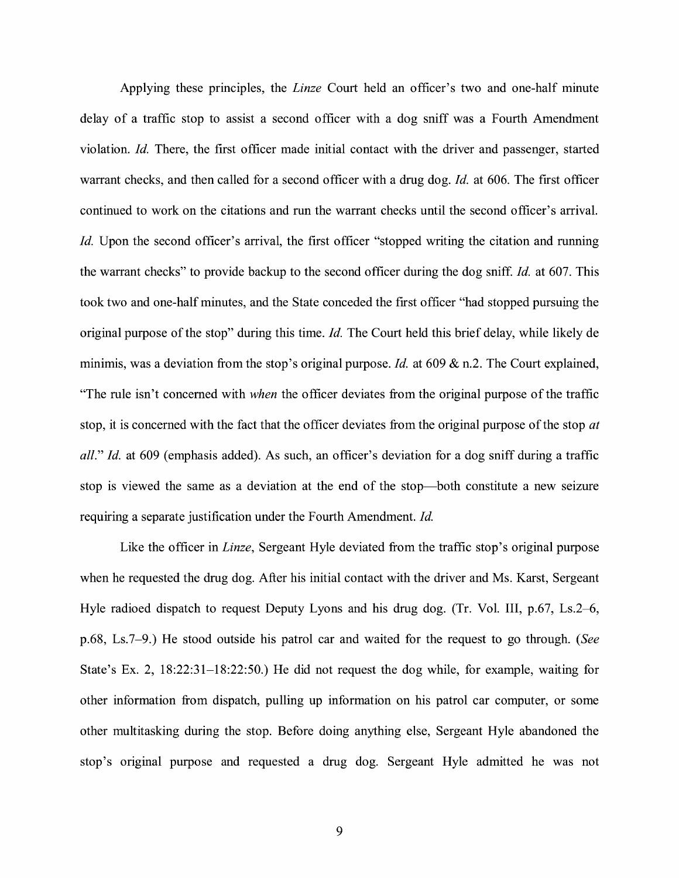Applying these principles, the *Linze* Court held an officer's two and one-half minute delay of a traffic stop to assist a second officer with a dog sniff was a Fourth Amendment violation. *Id.* There, the first officer made initial contact with the driver and passenger, started warrant checks, and then called for a second officer with a drug dog. *Id.* at 606. The first officer continued to work on the citations and run the warrant checks until the second officer's arrival. *Id.* Upon the second officer's arrival, the first officer "stopped writing the citation and running the warrant checks" to provide backup to the second officer during the dog sniff. *Id.* at 607. This took two and one-half minutes, and the State conceded the first officer "had stopped pursuing the original purpose of the stop" during this time. *Id.* The Court held this brief delay, while likely de minimis, was a deviation from the stop's original purpose. *Id.* at 609 & n.2. The Court explained, "The rule isn't concerned with *when* the officer deviates from the original purpose of the traffic stop, it is concerned with the fact that the officer deviates from the original purpose of the stop *at all*." *Id.* at 609 (emphasis added). As such, an officer's deviation for a dog sniff during a traffic stop is viewed the same as a deviation at the end of the stop—both constitute a new seizure requiring a separate justification under the Fourth Amendment. *Id.*

Like the officer in *Linze*, Sergeant Hyle deviated from the traffic stop's original purpose when he requested the drug dog. After his initial contact with the driver and Ms. Karst, Sergeant Hyle radioed dispatch to request Deputy Lyons and his drug dog. (Tr. Vol. III, p.67, Ls.2–6, p.68, Ls.7–9.) He stood outside his patrol car and waited for the request to go through. (*See* State's Ex. 2, 18:22:31–18:22:50.) He did not request the dog while, for example, waiting for other information from dispatch, pulling up information on his patrol car computer, or some other multitasking during the stop. Before doing anything else, Sergeant Hyle abandoned the stop's original purpose and requested a drug dog. Sergeant Hyle admitted he was not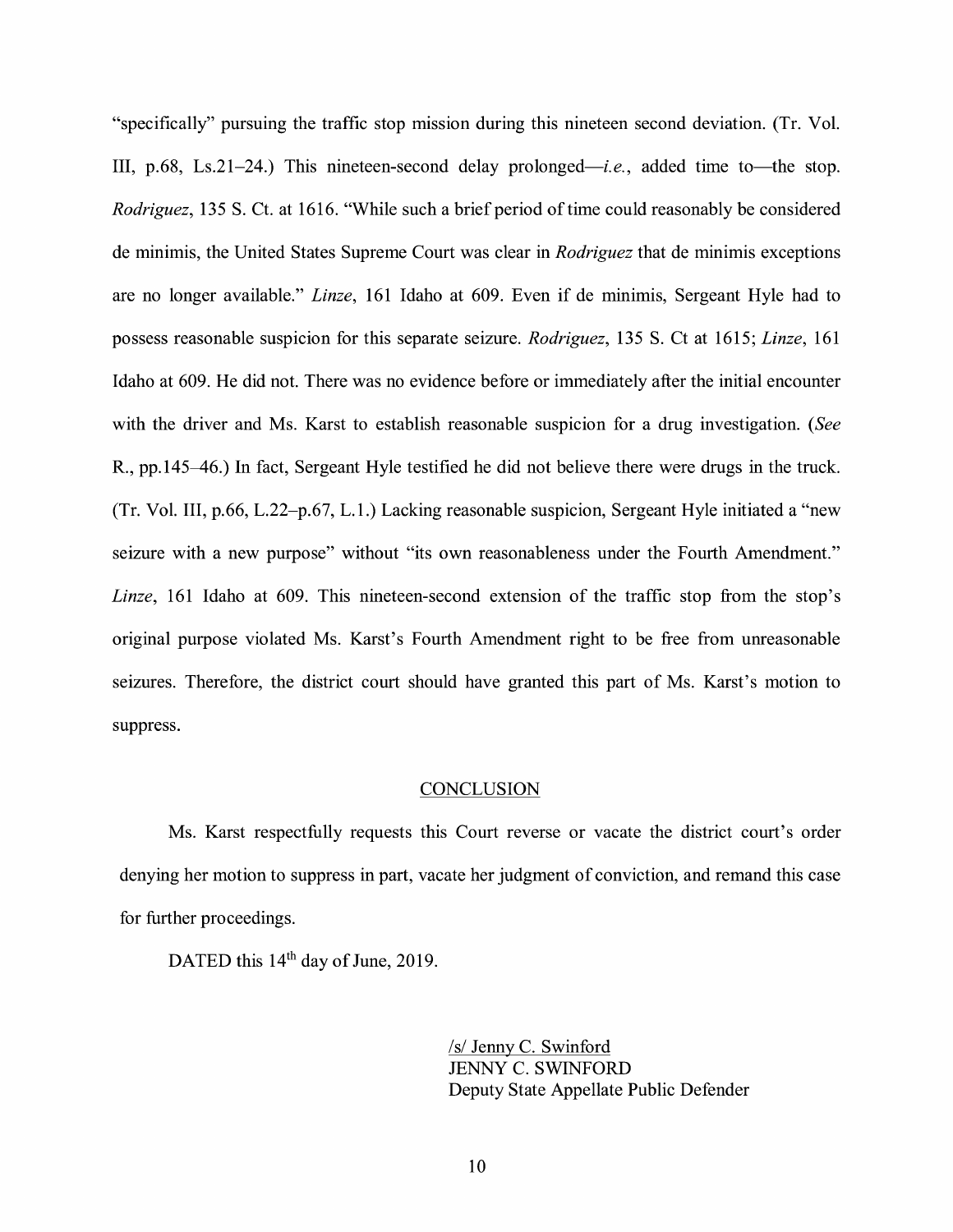"specifically" pursuing the traffic stop mission during this nineteen second deviation. (Tr. Vol. III, p.68, Ls.21–24.) This nineteen-second delay prolonged—*i.e.*, added time to—the stop. *Rodriguez*, 135 S. Ct. at 1616. "While such a brief period of time could reasonably be considered de minimis, the United States Supreme Court was clear in *Rodriguez* that de minimis exceptions are no longer available." *Linze*, 161 Idaho at 609. Even if de minimis, Sergeant Hyle had to possess reasonable suspicion for this separate seizure. *Rodriguez*, 135 S. Ct at 1615; *Linze*, 161 Idaho at 609. He did not. There was no evidence before or immediately after the initial encounter with the driver and Ms. Karst to establish reasonable suspicion for a drug investigation. (*See* R., pp.145–46.) In fact, Sergeant Hyle testified he did not believe there were drugs in the truck. (Tr. Vol. III, p.66, L.22–p.67, L.1.) Lacking reasonable suspicion, Sergeant Hyle initiated a "new seizure with a new purpose" without "its own reasonableness under the Fourth Amendment." *Linze*, 161 Idaho at 609. This nineteen-second extension of the traffic stop from the stop's original purpose violated Ms. Karst's Fourth Amendment right to be free from unreasonable seizures. Therefore, the district court should have granted this part of Ms. Karst's motion to suppress.

## CONCLUSION

Ms. Karst respectfully requests this Court reverse or vacate the district court's order denying her motion to suppress in part, vacate her judgment of conviction, and remand this case for further proceedings.

DATED this 14th day of June, 2019.

/s/ Jenny C. Swinford
JENNY C. SWINFORD
Deputy State Appellate Public Defender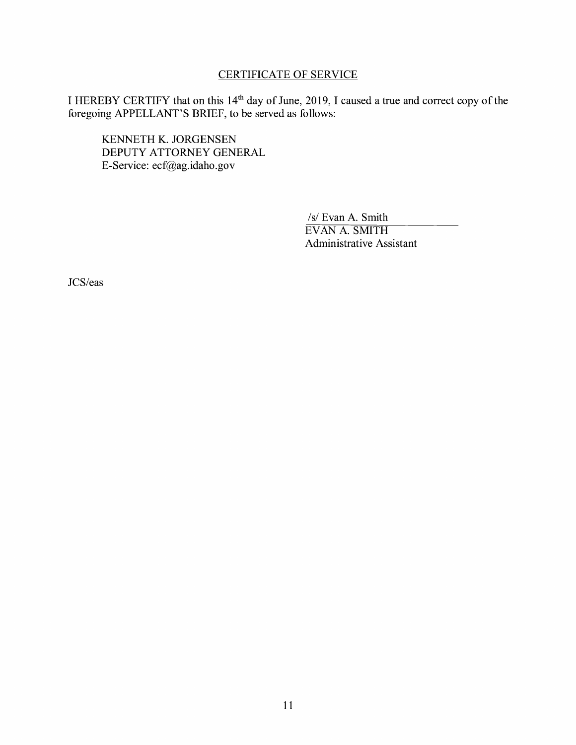## CERTIFICATE OF SERVICE

I HEREBY CERTIFY that on this 14th day of June, 2019, I caused a true and correct copy of the foregoing APPELLANT'S BRIEF, to be served as follows:

KENNETH K. JORGENSEN
DEPUTY ATTORNEY GENERAL
E-Service: ecf@ag.idaho.gov

/s/ Evan A. Smith
EVAN A. SMITH
Administrative Assistant

JCS/eas